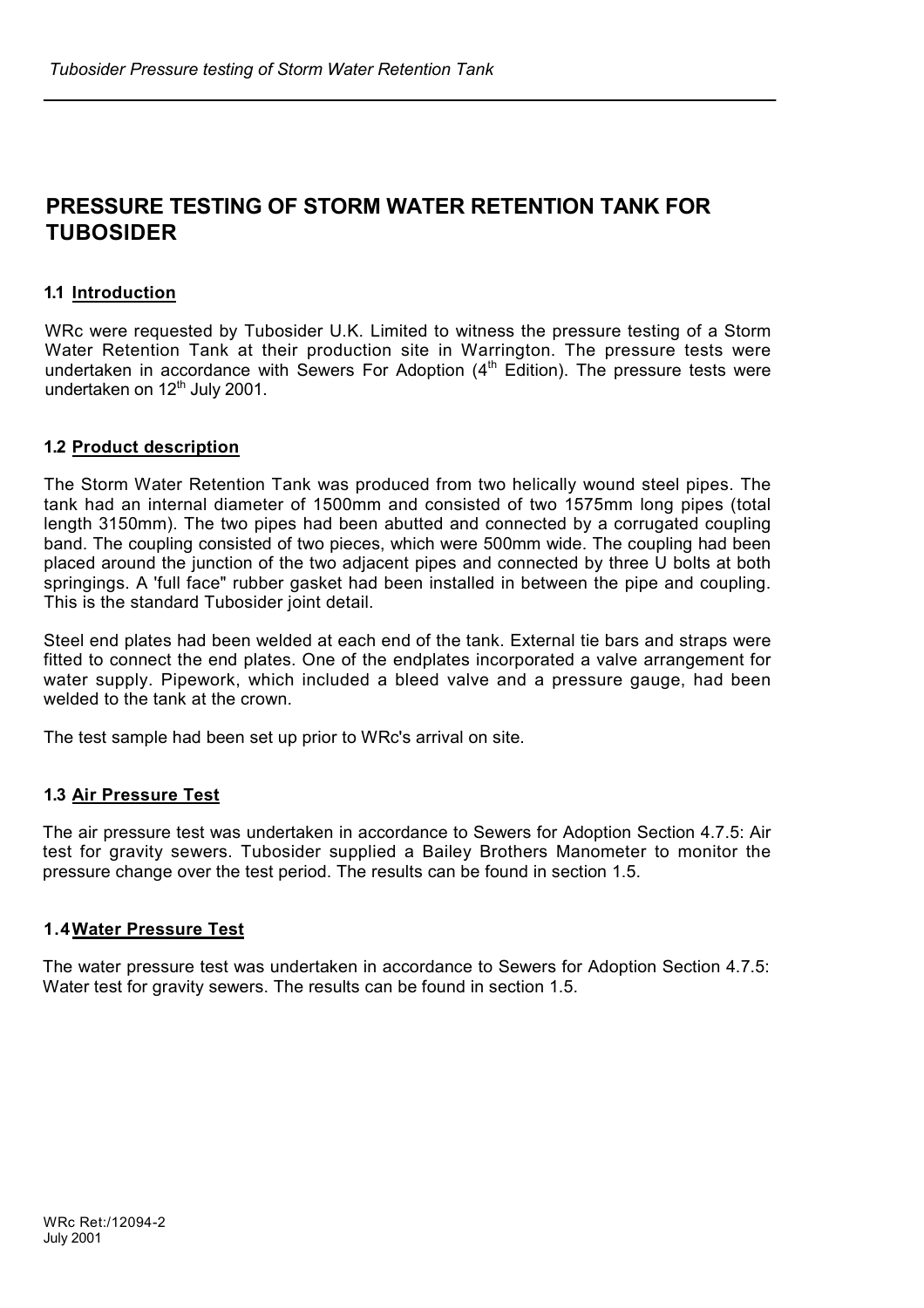# PRESSURE TESTING OF STORM WATER RETENTION TANK FOR TUBOSIDER

### 1.1 Introduction

WRc were requested by Tubosider U.K. Limited to witness the pressure testing of a Storm Water Retention Tank at their production site in Warrington. The pressure tests were undertaken in accordance with Sewers For Adoption (4th Edition). The pressure tests were undertaken on 12th July 2001.

### 1.2 Product description

The Storm Water Retention Tank was produced from two helically wound steel pipes. The tank had an internal diameter of 1500mm and consisted of two 1575mm long pipes (total length 3150mm). The two pipes had been abutted and connected by a corrugated coupling band. The coupling consisted of two pieces, which were 500mm wide. The coupling had been placed around the junction of the two adjacent pipes and connected by three U bolts at both springings. A 'full face" rubber gasket had been installed in between the pipe and coupling. This is the standard Tubosider joint detail.

Steel end plates had been welded at each end of the tank. External tie bars and straps were fitted to connect the end plates. One of the endplates incorporated a valve arrangement for water supply. Pipework, which included a bleed valve and a pressure gauge, had been welded to the tank at the crown.

The test sample had been set up prior to WRc's arrival on site.

### 1.3 Air Pressure Test

The air pressure test was undertaken in accordance to Sewers for Adoption Section 4.7.5: Air test for gravity sewers. Tubosider supplied a Bailey Brothers Manometer to monitor the pressure change over the test period. The results can be found in section 1.5.

### 1.4 Water Pressure Test

The water pressure test was undertaken in accordance to Sewers for Adoption Section 4.7.5: Water test for gravity sewers. The results can be found in section 1.5.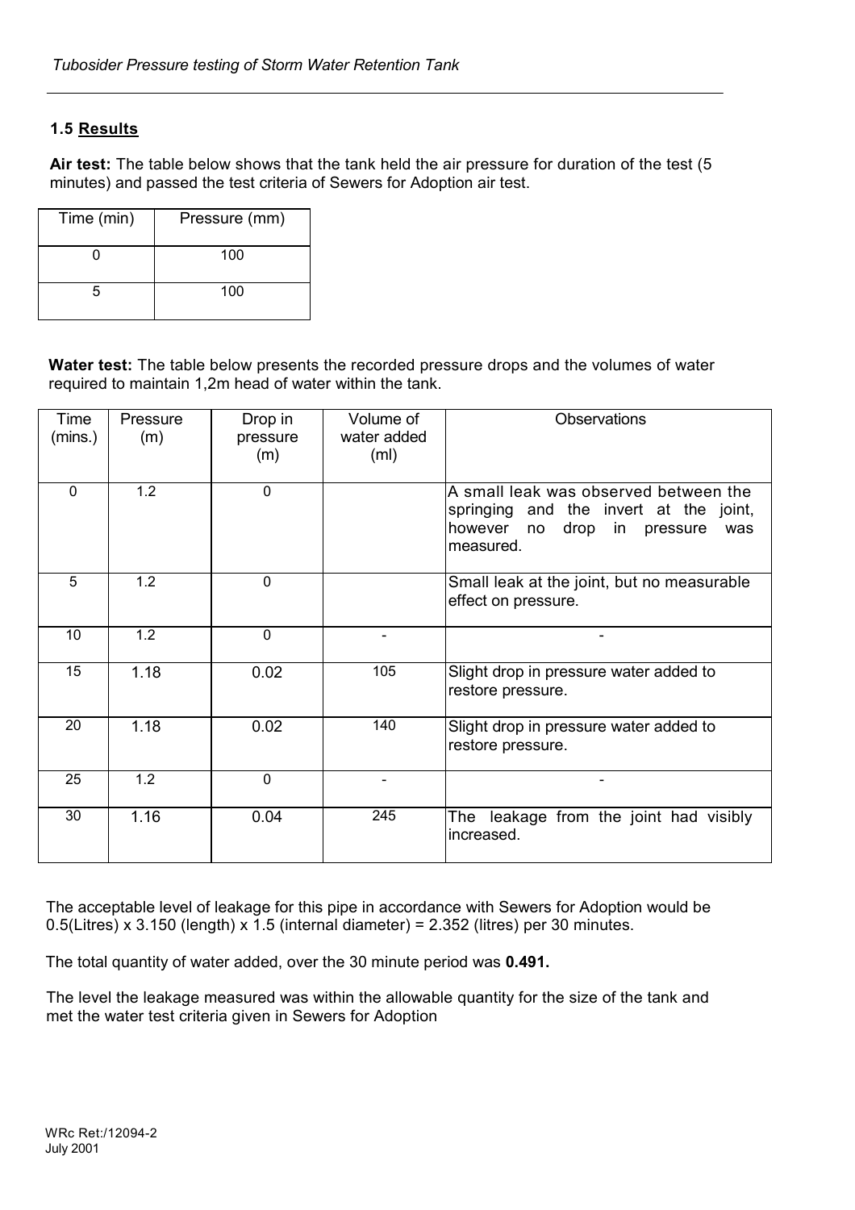### 1.5 Results

**Air test:** The table below shows that the tank held the air pressure for duration of the test (5 minutes) and passed the test criteria of Sewers for Adoption air test.

| Time (min) | Pressure (mm) |
|---|---|
| 0 | 100 |
| 5 | 100 |

**Water test:** The table below presents the recorded pressure drops and the volumes of water required to maintain 1,2m head of water within the tank.

| Time (mins.) | Pressure (m) | Drop in pressure (m) | Volume of water added (ml) | Observations |
|---|---|---|---|---|
| 0 | 1.2 | 0 | | A small leak was observed between the springing and the invert at the joint, however no drop in pressure was measured. |
| 5 | 1.2 | 0 | | Small leak at the joint, but no measurable effect on pressure. |
| 10 | 1.2 | 0 | - | - |
| 15 | 1.18 | 0.02 | 105 | Slight drop in pressure water added to restore pressure. |
| 20 | 1.18 | 0.02 | 140 | Slight drop in pressure water added to restore pressure. |
| 25 | 1.2 | 0 | - | - |
| 30 | 1.16 | 0.04 | 245 | The leakage from the joint had visibly increased. |

The acceptable level of leakage for this pipe in accordance with Sewers for Adoption would be 0.5(Litres) x 3.150 (length) x 1.5 (internal diameter) = 2.352 (litres) per 30 minutes.

The total quantity of water added, over the 30 minute period was **0.491.**

The level the leakage measured was within the allowable quantity for the size of the tank and met the water test criteria given in Sewers for Adoption

WRc Ret:/12094-2
July 2001